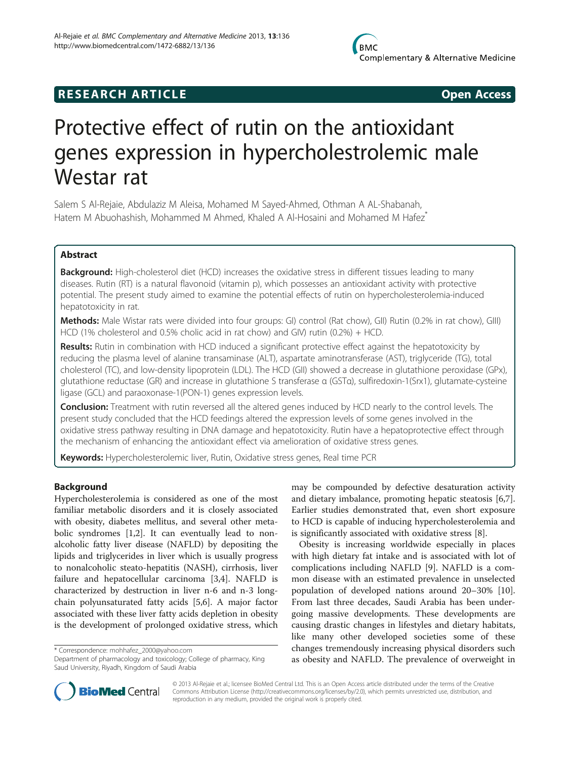**RESEARCH ARTICLE** **Open Access**

# Protective effect of rutin on the antioxidant genes expression in hypercholestrolemic male Westar rat

Salem S Al-Rejaie, Abdulaziz M Aleisa, Mohamed M Sayed-Ahmed, Othman A AL-Shabanah, Hatem M Abuohashish, Mohammed M Ahmed, Khaled A Al-Hosaini and Mohamed M Hafez*

## Abstract

**Background:** High-cholesterol diet (HCD) increases the oxidative stress in different tissues leading to many diseases. Rutin (RT) is a natural flavonoid (vitamin p), which possesses an antioxidant activity with protective potential. The present study aimed to examine the potential effects of rutin on hypercholesterolemia-induced hepatotoxicity in rat.

**Methods:** Male Wistar rats were divided into four groups: GI) control (Rat chow), GII) Rutin (0.2% in rat chow), GIII) HCD (1% cholesterol and 0.5% cholic acid in rat chow) and GIV) rutin (0.2%) + HCD.

**Results:** Rutin in combination with HCD induced a significant protective effect against the hepatotoxicity by reducing the plasma level of alanine transaminase (ALT), aspartate aminotransferase (AST), triglyceride (TG), total cholesterol (TC), and low-density lipoprotein (LDL). The HCD (GII) showed a decrease in glutathione peroxidase (GPx), glutathione reductase (GR) and increase in glutathione S transferase α (GSTα), sulfiredoxin-1(Srx1), glutamate-cysteine ligase (GCL) and paraoxonase-1(PON-1) genes expression levels.

**Conclusion:** Treatment with rutin reversed all the altered genes induced by HCD nearly to the control levels. The present study concluded that the HCD feedings altered the expression levels of some genes involved in the oxidative stress pathway resulting in DNA damage and hepatotoxicity. Rutin have a hepatoprotective effect through the mechanism of enhancing the antioxidant effect via amelioration of oxidative stress genes.

**Keywords:** Hypercholesterolemic liver, Rutin, Oxidative stress genes, Real time PCR

## Background

Hypercholesterolemia is considered as one of the most familiar metabolic disorders and it is closely associated with obesity, diabetes mellitus, and several other metabolic syndromes [1,2]. It can eventually lead to non-alcoholic fatty liver disease (NAFLD) by depositing the lipids and triglycerides in liver which is usually progress to nonalcoholic steato-hepatitis (NASH), cirrhosis, liver failure and hepatocellular carcinoma [3,4]. NAFLD is characterized by destruction in liver n-6 and n-3 long-chain polyunsaturated fatty acids [5,6]. A major factor associated with these liver fatty acids depletion in obesity is the development of prolonged oxidative stress, which may be compounded by defective desaturation activity and dietary imbalance, promoting hepatic steatosis [6,7]. Earlier studies demonstrated that, even short exposure to HCD is capable of inducing hypercholesterolemia and is significantly associated with oxidative stress [8].

Obesity is increasing worldwide especially in places with high dietary fat intake and is associated with lot of complications including NAFLD [9]. NAFLD is a common disease with an estimated prevalence in unselected population of developed nations around 20–30% [10]. From last three decades, Saudi Arabia has been undergoing massive developments. These developments are causing drastic changes in lifestyles and dietary habitats, like many other developed societies some of these changes tremendously increasing physical disorders such as obesity and NAFLD. The prevalence of overweight in

* Correspondence: mohhafez_2000@yahoo.com
Department of pharmacology and toxicology; College of pharmacy, King Saud University, Riyadh, Kingdom of Saudi Arabia

© 2013 Al-Rejaie et al.; licensee BioMed Central Ltd. This is an Open Access article distributed under the terms of the Creative Commons Attribution License (http://creativecommons.org/licenses/by/2.0), which permits unrestricted use, distribution, and reproduction in any medium, provided the original work is properly cited.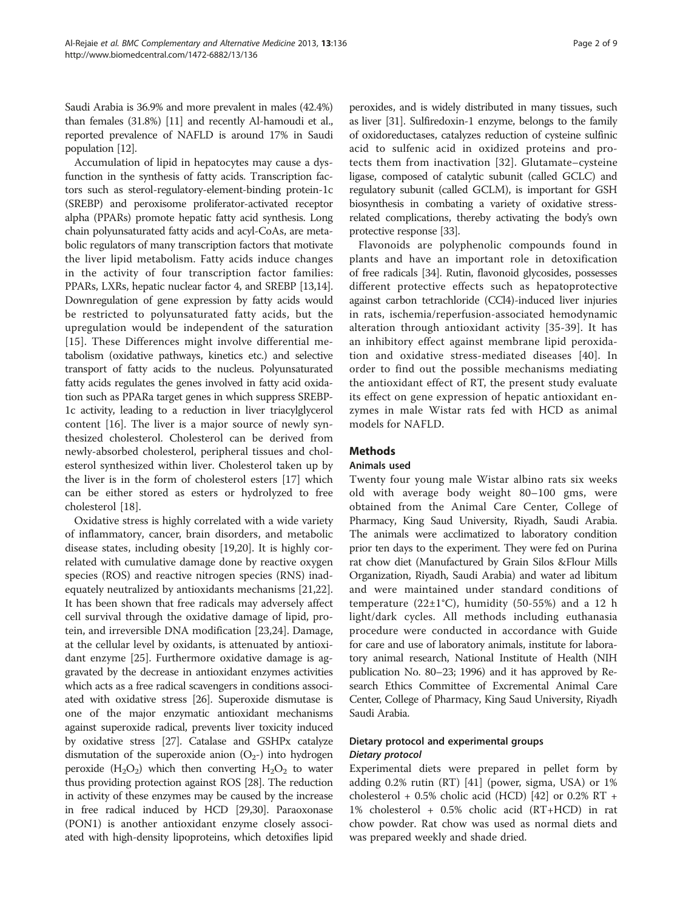Saudi Arabia is 36.9% and more prevalent in males (42.4%) than females (31.8%) [11] and recently Al-hamoudi et al., reported prevalence of NAFLD is around 17% in Saudi population [12].

Accumulation of lipid in hepatocytes may cause a dysfunction in the synthesis of fatty acids. Transcription factors such as sterol-regulatory-element-binding protein-1c (SREBP) and peroxisome proliferator-activated receptor alpha (PPARs) promote hepatic fatty acid synthesis. Long chain polyunsaturated fatty acids and acyl-CoAs, are metabolic regulators of many transcription factors that motivate the liver lipid metabolism. Fatty acids induce changes in the activity of four transcription factor families: PPARs, LXRs, hepatic nuclear factor 4, and SREBP [13,14]. Downregulation of gene expression by fatty acids would be restricted to polyunsaturated fatty acids, but the upregulation would be independent of the saturation [15]. These Differences might involve differential metabolism (oxidative pathways, kinetics etc.) and selective transport of fatty acids to the nucleus. Polyunsaturated fatty acids regulates the genes involved in fatty acid oxidation such as PPARa target genes in which suppress SREBP-1c activity, leading to a reduction in liver triacylglycerol content [16]. The liver is a major source of newly synthesized cholesterol. Cholesterol can be derived from newly-absorbed cholesterol, peripheral tissues and cholesterol synthesized within liver. Cholesterol taken up by the liver is in the form of cholesterol esters [17] which can be either stored as esters or hydrolyzed to free cholesterol [18].

Oxidative stress is highly correlated with a wide variety of inflammatory, cancer, brain disorders, and metabolic disease states, including obesity [19,20]. It is highly correlated with cumulative damage done by reactive oxygen species (ROS) and reactive nitrogen species (RNS) inadequately neutralized by antioxidants mechanisms [21,22]. It has been shown that free radicals may adversely affect cell survival through the oxidative damage of lipid, protein, and irreversible DNA modification [23,24]. Damage, at the cellular level by oxidants, is attenuated by antioxidant enzyme [25]. Furthermore oxidative damage is aggravated by the decrease in antioxidant enzymes activities which acts as a free radical scavengers in conditions associated with oxidative stress [26]. Superoxide dismutase is one of the major enzymatic antioxidant mechanisms against superoxide radical, prevents liver toxicity induced by oxidative stress [27]. Catalase and GSHPx catalyze dismutation of the superoxide anion ($O_2$-) into hydrogen peroxide ($H_2O_2$) which then converting $H_2O_2$ to water thus providing protection against ROS [28]. The reduction in activity of these enzymes may be caused by the increase in free radical induced by HCD [29,30]. Paraoxonase (PON1) is another antioxidant enzyme closely associated with high-density lipoproteins, which detoxifies lipid peroxides, and is widely distributed in many tissues, such as liver [31]. Sulfiredoxin-1 enzyme, belongs to the family of oxidoreductases, catalyzes reduction of cysteine sulfinic acid to sulfenic acid in oxidized proteins and protects them from inactivation [32]. Glutamate–cysteine ligase, composed of catalytic subunit (called GCLC) and regulatory subunit (called GCLM), is important for GSH biosynthesis in combating a variety of oxidative stress-related complications, thereby activating the body's own protective response [33].

Flavonoids are polyphenolic compounds found in plants and have an important role in detoxification of free radicals [34]. Rutin, flavonoid glycosides, possesses different protective effects such as hepatoprotective against carbon tetrachloride (CCl4)-induced liver injuries in rats, ischemia/reperfusion-associated hemodynamic alteration through antioxidant activity [35-39]. It has an inhibitory effect against membrane lipid peroxidation and oxidative stress-mediated diseases [40]. In order to find out the possible mechanisms mediating the antioxidant effect of RT, the present study evaluate its effect on gene expression of hepatic antioxidant enzymes in male Wistar rats fed with HCD as animal models for NAFLD.

## Methods

### Animals used

Twenty four young male Wistar albino rats six weeks old with average body weight 80–100 gms, were obtained from the Animal Care Center, College of Pharmacy, King Saud University, Riyadh, Saudi Arabia. The animals were acclimatized to laboratory condition prior ten days to the experiment. They were fed on Purina rat chow diet (Manufactured by Grain Silos &Flour Mills Organization, Riyadh, Saudi Arabia) and water ad libitum and were maintained under standard conditions of temperature (22±1°C), humidity (50-55%) and a 12 h light/dark cycles. All methods including euthanasia procedure were conducted in accordance with Guide for care and use of laboratory animals, institute for laboratory animal research, National Institute of Health (NIH publication No. 80–23; 1996) and it has approved by Research Ethics Committee of Excremental Animal Care Center, College of Pharmacy, King Saud University, Riyadh Saudi Arabia.

### Dietary protocol and experimental groups

#### *Dietary protocol*

Experimental diets were prepared in pellet form by adding 0.2% rutin (RT) [41] (power, sigma, USA) or 1% cholesterol + 0.5% cholic acid (HCD) [42] or 0.2% RT + 1% cholesterol + 0.5% cholic acid (RT+HCD) in rat chow powder. Rat chow was used as normal diets and was prepared weekly and shade dried.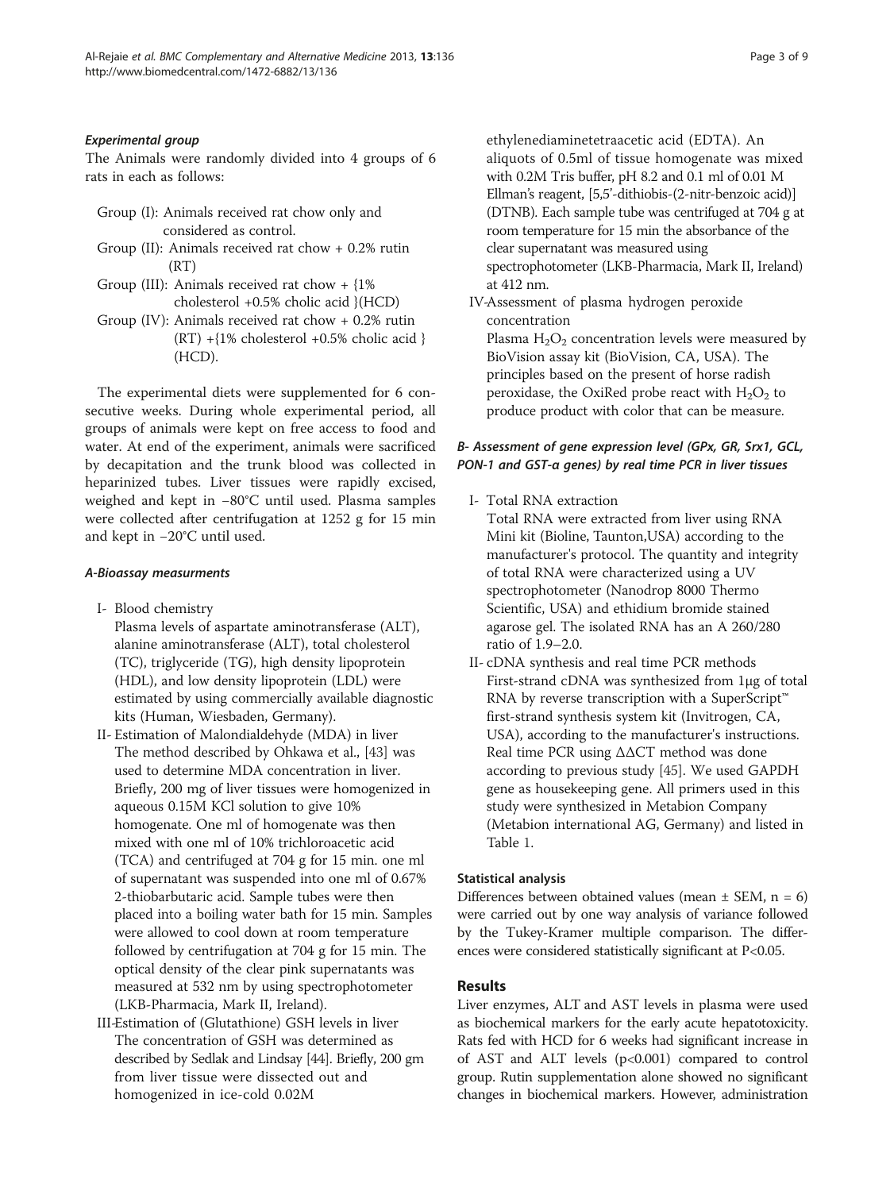#### *Experimental group*

The Animals were randomly divided into 4 groups of 6 rats in each as follows:

- Group (I): Animals received rat chow only and considered as control.
- Group (II): Animals received rat chow + 0.2% rutin (RT)
- Group (III): Animals received rat chow + {1% cholesterol +0.5% cholic acid }(HCD)
- Group (IV): Animals received rat chow + 0.2% rutin (RT) +{1% cholesterol +0.5% cholic acid } (HCD).

The experimental diets were supplemented for 6 consecutive weeks. During whole experimental period, all groups of animals were kept on free access to food and water. At end of the experiment, animals were sacrificed by decapitation and the trunk blood was collected in heparinized tubes. Liver tissues were rapidly excised, weighed and kept in −80°C until used. Plasma samples were collected after centrifugation at 1252 g for 15 min and kept in −20°C until used.

#### *A-Bioassay measurments*

I- Blood chemistry

Plasma levels of aspartate aminotransferase (ALT), alanine aminotransferase (ALT), total cholesterol (TC), triglyceride (TG), high density lipoprotein (HDL), and low density lipoprotein (LDL) were estimated by using commercially available diagnostic kits (Human, Wiesbaden, Germany).

II- Estimation of Malondialdehyde (MDA) in liver

The method described by Ohkawa et al., [43] was used to determine MDA concentration in liver. Briefly, 200 mg of liver tissues were homogenized in aqueous 0.15M KCl solution to give 10% homogenate. One ml of homogenate was then mixed with one ml of 10% trichloroacetic acid (TCA) and centrifuged at 704 g for 15 min. one ml of supernatant was suspended into one ml of 0.67% 2-thiobarbutaric acid. Sample tubes were then placed into a boiling water bath for 15 min. Samples were allowed to cool down at room temperature followed by centrifugation at 704 g for 15 min. The optical density of the clear pink supernatants was measured at 532 nm by using spectrophotometer (LKB-Pharmacia, Mark II, Ireland).

III-Estimation of (Glutathione) GSH levels in liver

The concentration of GSH was determined as described by Sedlak and Lindsay [44]. Briefly, 200 gm from liver tissue were dissected out and homogenized in ice-cold 0.02M ethylenediaminetetraacetic acid (EDTA). An aliquots of 0.5ml of tissue homogenate was mixed with 0.2M Tris buffer, pH 8.2 and 0.1 ml of 0.01 M Ellman's reagent, [5,5'-dithiobis-(2-nitr-benzoic acid)] (DTNB). Each sample tube was centrifuged at 704 g at room temperature for 15 min the absorbance of the clear supernatant was measured using spectrophotometer (LKB-Pharmacia, Mark II, Ireland) at 412 nm.

IV-Assessment of plasma hydrogen peroxide concentration

Plasma $H_2O_2$ concentration levels were measured by BioVision assay kit (BioVision, CA, USA). The principles based on the present of horse radish peroxidase, the OxiRed probe react with $H_2O_2$ to produce product with color that can be measure.

#### *B- Assessment of gene expression level (GPx, GR, Srx1, GCL, PON-1 and GST-α genes) by real time PCR in liver tissues*

I- Total RNA extraction

Total RNA were extracted from liver using RNA Mini kit (Bioline, Taunton,USA) according to the manufacturer's protocol. The quantity and integrity of total RNA were characterized using a UV spectrophotometer (Nanodrop 8000 Thermo Scientific, USA) and ethidium bromide stained agarose gel. The isolated RNA has an A 260/280 ratio of 1.9–2.0.

II- cDNA synthesis and real time PCR methods

First-strand cDNA was synthesized from 1μg of total RNA by reverse transcription with a SuperScript™ first-strand synthesis system kit (Invitrogen, CA, USA), according to the manufacturer's instructions. Real time PCR using ΔΔCT method was done according to previous study [45]. We used GAPDH gene as housekeeping gene. All primers used in this study were synthesized in Metabion Company (Metabion international AG, Germany) and listed in Table 1.

#### Statistical analysis

Differences between obtained values (mean ± SEM, n = 6) were carried out by one way analysis of variance followed by the Tukey-Kramer multiple comparison. The differences were considered statistically significant at $P<0.05$.

## Results

Liver enzymes, ALT and AST levels in plasma were used as biochemical markers for the early acute hepatotoxicity. Rats fed with HCD for 6 weeks had significant increase in of AST and ALT levels ($p<0.001$) compared to control group. Rutin supplementation alone showed no significant changes in biochemical markers. However, administration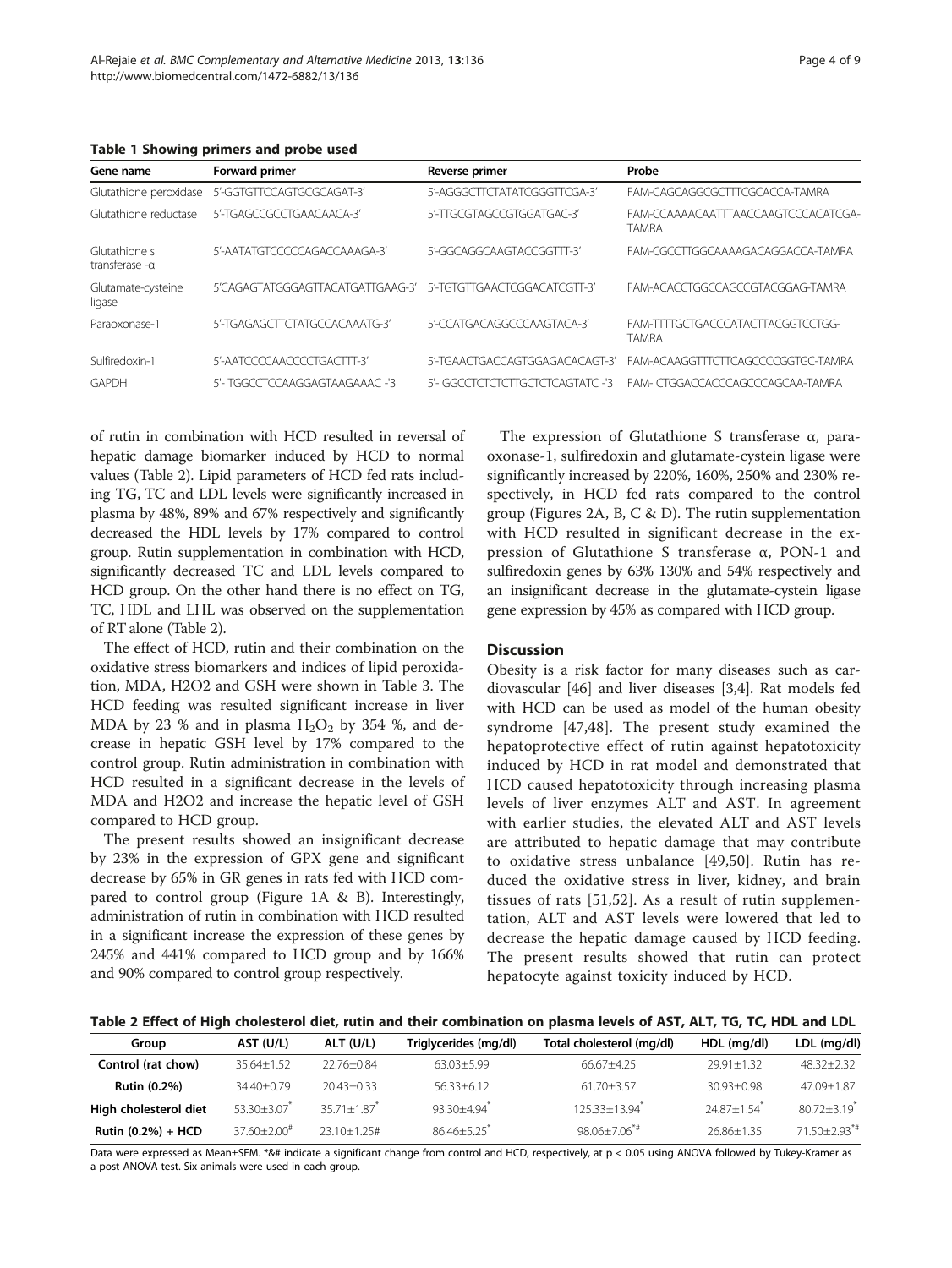**Table 1 Showing primers and probe used**

| Gene name | Forward primer | Reverse primer | Probe |
|---|---|---|---|
| Glutathione peroxidase | 5'-GGTGTTCCAGTGCGCAGAT-3' | 5'-AGGGCTTCTATATCGGGTTCGA-3' | FAM-CAGCAGGCGCTTTCGCACCA-TAMRA |
| Glutathione reductase | 5'-TGAGCCGCCTGAACAACA-3' | 5'-TTGCGTAGCCGTGGATGAC-3' | FAM-CCAAAACAATTTAACCAAGTCCCACATCGA-TAMRA |
| Glutathione s transferase -α | 5'-AATATGTCCCCCAGACCAAAGA-3' | 5'-GGCAGGCAAGTACCGGTTT-3' | FAM-CGCCTTGGCAAAAGACAGGACCA-TAMRA |
| Glutamate-cysteine ligase | 5'CAGAGTATGGGAGTTACATGATTGAAG-3' | 5'-TGTGTTGAACTCGGACATCGTT-3' | FAM-ACACCTGGCCAGCCGTACGGAG-TAMRA |
| Paraoxonase-1 | 5'-TGAGAGCTTCTATGCCACAAATG-3' | 5'-CCATGACAGGCCCAAGTACA-3' | FAM-TTTTGCTGACCCATACTTACGGTCCTGG-TAMRA |
| Sulfiredoxin-1 | 5'-AATCCCCAACCCCTGACTTT-3' | 5'-TGAACTGACCAGTGGAGACACAGT-3' | FAM-ACAAGGTTTCTTCAGCCCCGGTGC-TAMRA |
| GAPDH | 5'- TGGCCTCCAAGGAGTAAGAAAC -'3 | 5'- GGCCTCTCTCTTGCTCTCAGTATC -'3 | FAM- CTGGACCACCCAGCCCAGCAA-TAMRA |

of rutin in combination with HCD resulted in reversal of hepatic damage biomarker induced by HCD to normal values (Table 2). Lipid parameters of HCD fed rats including TG, TC and LDL levels were significantly increased in plasma by 48%, 89% and 67% respectively and significantly decreased the HDL levels by 17% compared to control group. Rutin supplementation in combination with HCD, significantly decreased TC and LDL levels compared to HCD group. On the other hand there is no effect on TG, TC, HDL and LHL was observed on the supplementation of RT alone (Table 2).

The effect of HCD, rutin and their combination on the oxidative stress biomarkers and indices of lipid peroxidation, MDA, H2O2 and GSH were shown in Table 3. The HCD feeding was resulted significant increase in liver MDA by 23 % and in plasma $H_2O_2$ by 354 %, and decrease in hepatic GSH level by 17% compared to the control group. Rutin administration in combination with HCD resulted in a significant decrease in the levels of MDA and H2O2 and increase the hepatic level of GSH compared to HCD group.

The present results showed an insignificant decrease by 23% in the expression of GPX gene and significant decrease by 65% in GR genes in rats fed with HCD compared to control group (Figure 1A & B). Interestingly, administration of rutin in combination with HCD resulted in a significant increase the expression of these genes by 245% and 441% compared to HCD group and by 166% and 90% compared to control group respectively.

The expression of Glutathione S transferase α, paraoxonase-1, sulfiredoxin and glutamate-cysteine ligase were significantly increased by 220%, 160%, 250% and 230% respectively, in HCD fed rats compared to the control group (Figures 2A, B, C & D). The rutin supplementation with HCD resulted in significant decrease in the expression of Glutathione S transferase α, PON-1 and sulfiredoxin genes by 63% 130% and 54% respectively and an insignificant decrease in the glutamate-cystein ligase gene expression by 45% as compared with HCD group.

## Discussion

Obesity is a risk factor for many diseases such as cardiovascular [46] and liver diseases [3,4]. Rat models fed with HCD can be used as model of the human obesity syndrome [47,48]. The present study examined the hepatoprotective effect of rutin against hepatotoxicity induced by HCD in rat model and demonstrated that HCD caused hepatotoxicity through increasing plasma levels of liver enzymes ALT and AST. In agreement with earlier studies, the elevated ALT and AST levels are attributed to hepatic damage that may contribute to oxidative stress unbalance [49,50]. Rutin has reduced the oxidative stress in liver, kidney, and brain tissues of rats [51,52]. As a result of rutin supplementation, ALT and AST levels were lowered that led to decrease the hepatic damage caused by HCD feeding. The present results showed that rutin can protect hepatocyte against toxicity induced by HCD.

**Table 2 Effect of High cholesterol diet, rutin and their combination on plasma levels of AST, ALT, TG, TC, HDL and LDL**

| Group | AST (U/L) | ALT (U/L) | Triglycerides (mg/dl) | Total cholesterol (mg/dl) | HDL (mg/dl) | LDL (mg/dl) |
|---|---|---|---|---|---|---|
| **Control (rat chow)** | 35.64±1.52 | 22.76±0.84 | 63.03±5.99 | 66.67±4.25 | 29.91±1.32 | 48.32±2.32 |
| **Rutin (0.2%)** | 34.40±0.79 | 20.43±0.33 | 56.33±6.12 | 61.70±3.57 | 30.93±0.98 | 47.09±1.87 |
| **High cholesterol diet** | 53.30±3.07* | 35.71±1.87* | 93.30±4.94* | 125.33±13.94* | 24.87±1.54* | 80.72±3.19* |
| **Rutin (0.2%) + HCD** | 37.60±2.00# | 23.10±1.25# | 86.46±5.25* | 98.06±7.06*# | 26.86±1.35 | 71.50±2.93*# |

Data were expressed as Mean±SEM. *&# indicate a significant change from control and HCD, respectively, at $p < 0.05$ using ANOVA followed by Tukey-Kramer as a post ANOVA test. Six animals were used in each group.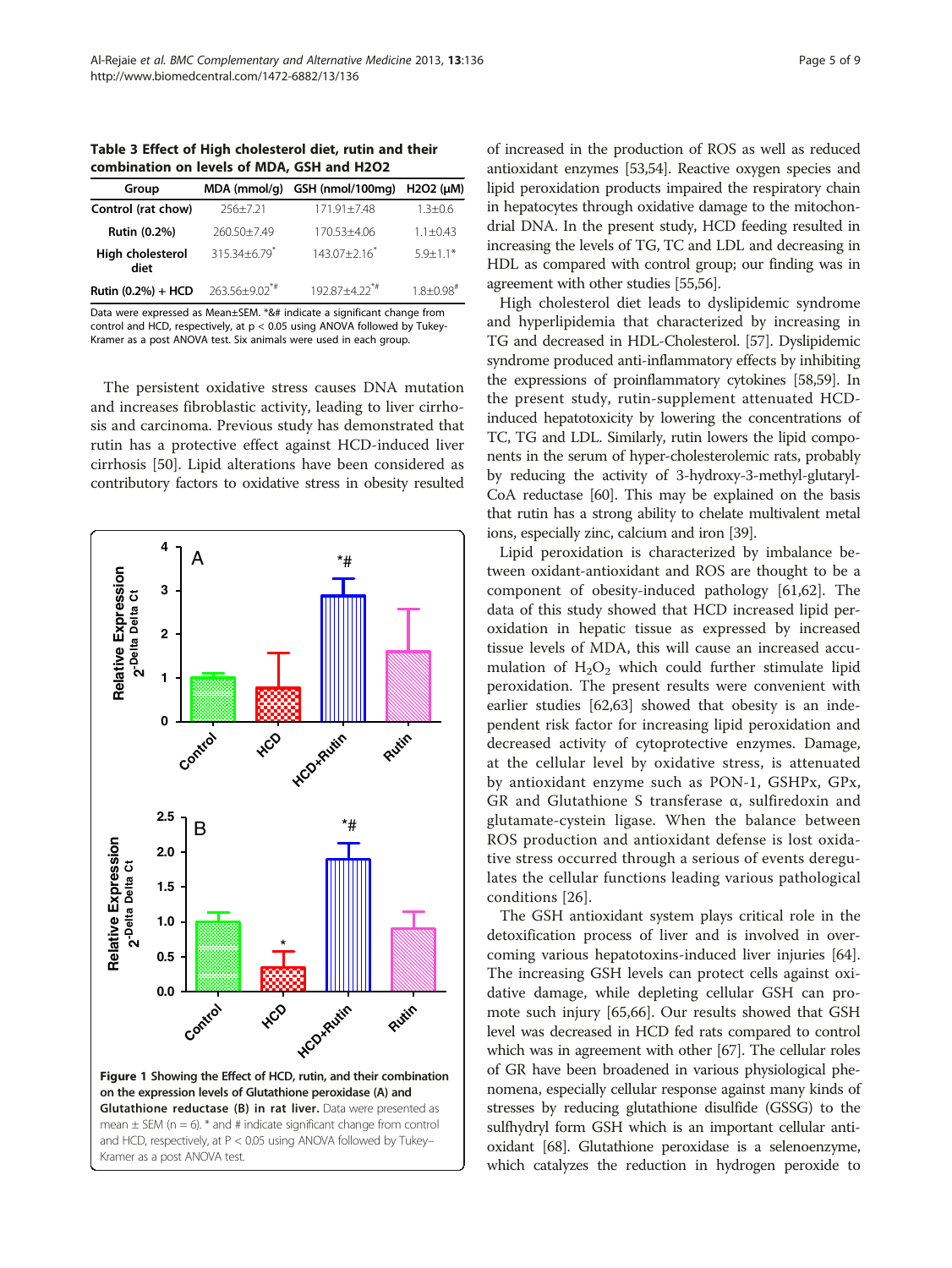**Table 3 Effect of High cholesterol diet, rutin and their combination on levels of MDA, GSH and H2O2**

| Group | MDA (mmol/g) | GSH (nmol/100mg) | H2O2 (µM) |
|---|---|---|---|
| Control (rat chow) | 256±7.21 | 171.91±7.48 | 1.3±0.6 |
| Rutin (0.2%) | 260.50±7.49 | 170.53±4.06 | 1.1±0.43 |
| High cholesterol diet | 315.34±6.79* | 143.07±2.16* | 5.9±1.1* |
| Rutin (0.2%) + HCD | 263.56±9.02*# | 192.87±4.22*# | 1.8±0.98# |

Data were expressed as Mean±SEM. *&# indicate a significant change from control and HCD, respectively, at p < 0.05 using ANOVA followed by Tukey-Kramer as a post ANOVA test. Six animals were used in each group.

The persistent oxidative stress causes DNA mutation and increases fibroblastic activity, leading to liver cirrhosis and carcinoma. Previous study has demonstrated that rutin has a protective effect against HCD-induced liver cirrhosis [50]. Lipid alterations have been considered as contributory factors to oxidative stress in obesity resulted of increased in the production of ROS as well as reduced antioxidant enzymes [53,54]. Reactive oxygen species and lipid peroxidation products impaired the respiratory chain in hepatocytes through oxidative damage to the mitochondrial DNA. In the present study, HCD feeding resulted in increasing the levels of TG, TC and LDL and decreasing in HDL as compared with control group; our finding was in agreement with other studies [55,56].

**Figure 1 Showing the Effect of HCD, rutin, and their combination on the expression levels of Glutathione peroxidase (A) and Glutathione reductase (B) in rat liver.** Data were presented as mean ± SEM (n = 6). * and # indicate significant change from control and HCD, respectively, at P < 0.05 using ANOVA followed by Tukey–Kramer as a post ANOVA test.

High cholesterol diet leads to dyslipidemic syndrome and hyperlipidemia that characterized by increasing in TG and decreased in HDL-Cholesterol. [57]. Dyslipidemic syndrome produced anti-inflammatory effects by inhibiting the expressions of proinflammatory cytokines [58,59]. In the present study, rutin-supplement attenuated HCD-induced hepatotoxicity by lowering the concentrations of TC, TG and LDL. Similarly, rutin lowers the lipid components in the serum of hyper-cholesterolemic rats, probably by reducing the activity of 3-hydroxy-3-methyl-glutaryl-CoA reductase [60]. This may be explained on the basis that rutin has a strong ability to chelate multivalent metal ions, especially zinc, calcium and iron [39].

Lipid peroxidation is characterized by imbalance between oxidant-antioxidant and ROS are thought to be a component of obesity-induced pathology [61,62]. The data of this study showed that HCD increased lipid peroxidation in hepatic tissue as expressed by increased tissue levels of MDA, this will cause an increased accumulation of $H_2O_2$ which could further stimulate lipid peroxidation. The present results were convenient with earlier studies [62,63] showed that obesity is an independent risk factor for increasing lipid peroxidation and decreased activity of cytoprotective enzymes. Damage, at the cellular level by oxidative stress, is attenuated by antioxidant enzyme such as PON-1, GSHPx, GPx, GR and Glutathione S transferase α, sulfiredoxin and glutamate-cystein ligase. When the balance between ROS production and antioxidant defense is lost oxidative stress occurred through a serious of events deregulates the cellular functions leading various pathological conditions [26].

The GSH antioxidant system plays critical role in the detoxification process of liver and is involved in overcoming various hepatotoxins-induced liver injuries [64]. The increasing GSH levels can protect cells against oxidative damage, while depleting cellular GSH can promote such injury [65,66]. Our results showed that GSH level was decreased in HCD fed rats compared to control which was in agreement with other [67]. The cellular roles of GR have been broadened in various physiological phenomena, especially cellular response against many kinds of stresses by reducing glutathione disulfide (GSSG) to the sulfhydryl form GSH which is an important cellular antioxidant [68]. Glutathione peroxidase is a selenoenzyme, which catalyzes the reduction in hydrogen peroxide to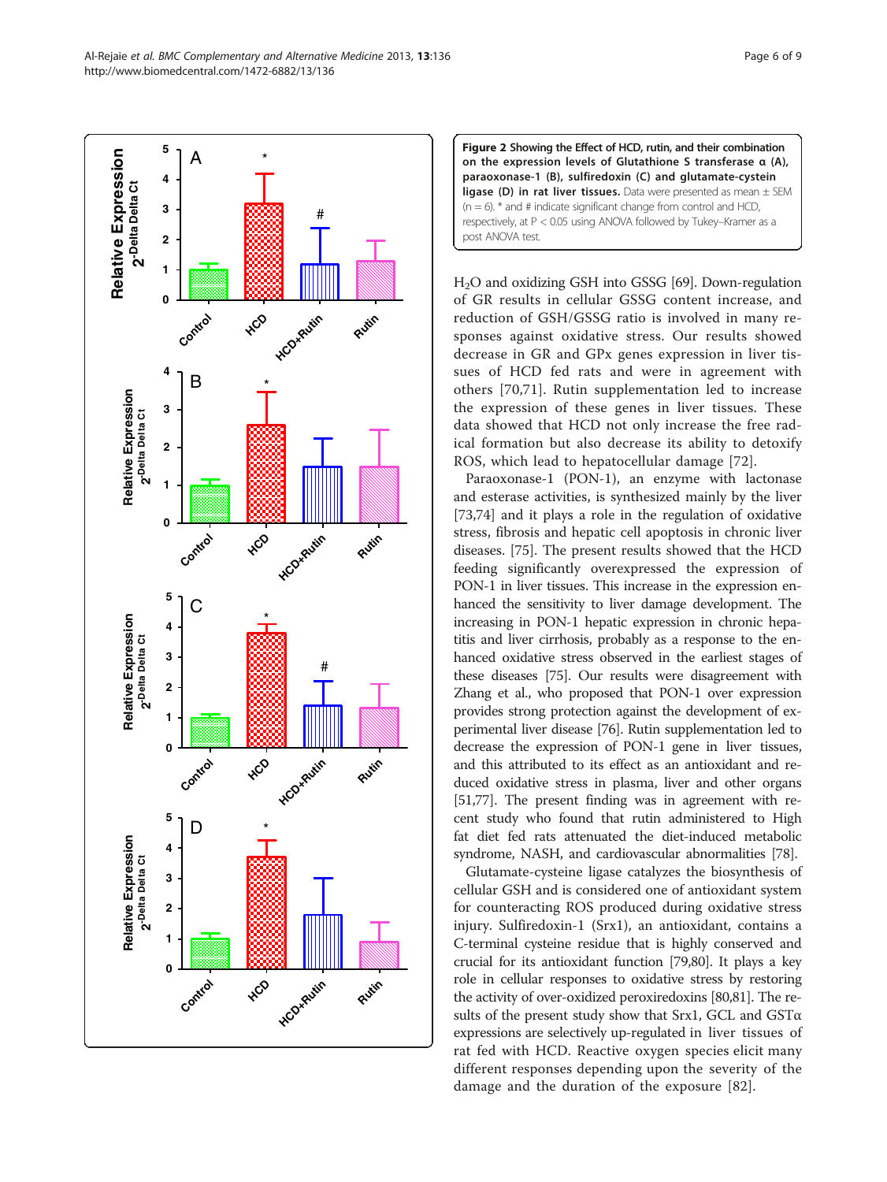**Figure 2 Showing the Effect of HCD, rutin, and their combination on the expression levels of Glutathione S transferase α (A), paraoxonase-1 (B), sulfiredoxin (C) and glutamate-cystein ligase (D) in rat liver tissues.** Data were presented as mean ± SEM (n = 6). * and # indicate significant change from control and HCD, respectively, at $P < 0.05$ using ANOVA followed by Tukey–Kramer as a post ANOVA test.

$H_2O$ and oxidizing GSH into GSSG [69]. Down-regulation of GR results in cellular GSSG content increase, and reduction of GSH/GSSG ratio is involved in many responses against oxidative stress. Our results showed decrease in GR and GPx genes expression in liver tissues of HCD fed rats and were in agreement with others [70,71]. Rutin supplementation led to increase the expression of these genes in liver tissues. These data showed that HCD not only increase the free radical formation but also decrease its ability to detoxify ROS, which lead to hepatocellular damage [72].

Paraoxonase-1 (PON-1), an enzyme with lactonase and esterase activities, is synthesized mainly by the liver [73,74] and it plays a role in the regulation of oxidative stress, fibrosis and hepatic cell apoptosis in chronic liver diseases. [75]. The present results showed that the HCD feeding significantly overexpressed the expression of PON-1 in liver tissues. This increase in the expression enhanced the sensitivity to liver damage development. The increasing in PON-1 hepatic expression in chronic hepatitis and liver cirrhosis, probably as a response to the enhanced oxidative stress observed in the earliest stages of these diseases [75]. Our results were disagreement with Zhang et al., who proposed that PON-1 over expression provides strong protection against the development of experimental liver disease [76]. Rutin supplementation led to decrease the expression of PON-1 gene in liver tissues, and this attributed to its effect as an antioxidant and reduced oxidative stress in plasma, liver and other organs [51,77]. The present finding was in agreement with recent study who found that rutin administered to High fat diet fed rats attenuated the diet-induced metabolic syndrome, NASH, and cardiovascular abnormalities [78].

Glutamate-cysteine ligase catalyzes the biosynthesis of cellular GSH and is considered one of antioxidant system for counteracting ROS produced during oxidative stress injury. Sulfiredoxin-1 (Srx1), an antioxidant, contains a C-terminal cysteine residue that is highly conserved and crucial for its antioxidant function [79,80]. It plays a key role in cellular responses to oxidative stress by restoring the activity of over-oxidized peroxiredoxins [80,81]. The results of the present study show that Srx1, GCL and GSTα expressions are selectively up-regulated in liver tissues of rat fed with HCD. Reactive oxygen species elicit many different responses depending upon the severity of the damage and the duration of the exposure [82].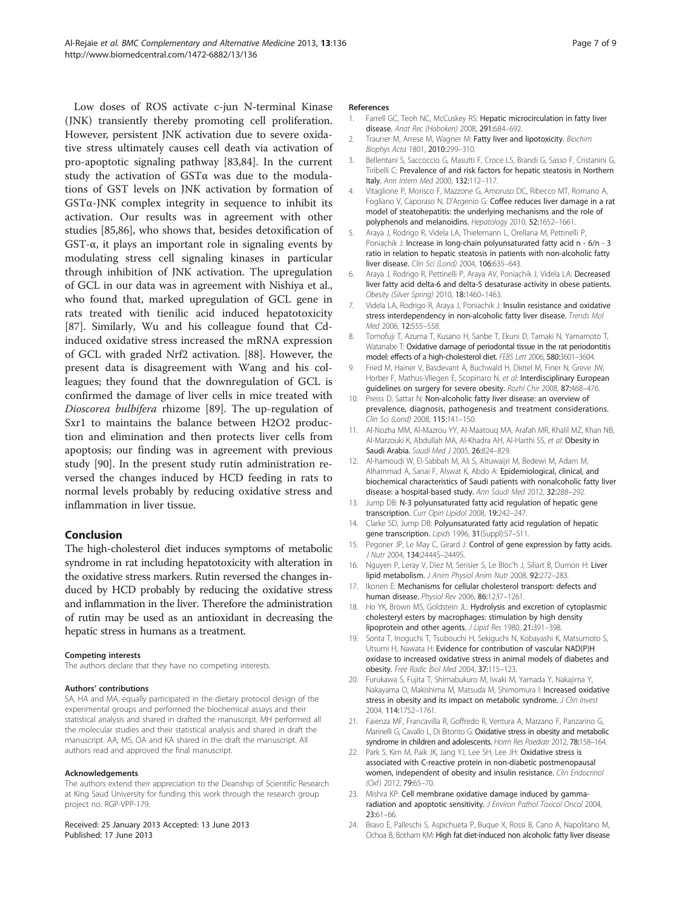Low doses of ROS activate c-jun N-terminal Kinase (JNK) transiently thereby promoting cell proliferation. However, persistent JNK activation due to severe oxidative stress ultimately causes cell death via activation of pro-apoptotic signaling pathway [83,84]. In the current study the activation of GSTα was due to the modulations of GST levels on JNK activation by formation of GSTα-JNK complex integrity in sequence to inhibit its activation. Our results was in agreement with other studies [85,86], who shows that, besides detoxification of GST-α, it plays an important role in signaling events by modulating stress cell signaling kinases in particular through inhibition of JNK activation. The upregulation of GCL in our data was in agreement with Nishiya et al., who found that, marked upregulation of GCL gene in rats treated with tienilic acid induced hepatotoxicity [87]. Similarly, Wu and his colleague found that Cd-induced oxidative stress increased the mRNA expression of GCL with graded Nrf2 activation. [88]. However, the present data is disagreement with Wang and his colleagues; they found that the downregulation of GCL is confirmed the damage of liver cells in mice treated with *Dioscorea bulbifera* rhizome [89]. The up-regulation of Sxr1 to maintains the balance between H2O2 production and elimination and then protects liver cells from apoptosis; our finding was in agreement with previous study [90]. In the present study rutin administration reversed the changes induced by HCD feeding in rats to normal levels probably by reducing oxidative stress and inflammation in liver tissue.

## Conclusion

The high-cholesterol diet induces symptoms of metabolic syndrome in rat including hepatotoxicity with alteration in the oxidative stress markers. Rutin reversed the changes induced by HCD probably by reducing the oxidative stress and inflammation in the liver. Therefore the administration of rutin may be used as an antioxidant in decreasing the hepatic stress in humans as a treatment.

#### Competing interests

The authors declare that they have no competing interests.

#### Authors' contributions

SA, HA and MA, equally participated in the dietary protocol design of the experimental groups and performed the biochemical assays and their statistical analysis and shared in drafted the manuscript. MH performed all the molecular studies and their statistical analysis and shared in draft the manuscript. AA, MS, OA and KA shared in the draft the manuscript. All authors read and approved the final manuscript.

#### Acknowledgements

The authors extend their appreciation to the Deanship of Scientific Research at King Saud University for funding this work through the research group project no. RGP-VPP-179.

Received: 25 January 2013 Accepted: 13 June 2013
Published: 17 June 2013

#### References

1. Farrell GC, Teoh NC, McCuskey RS: **Hepatic microcirculation in fatty liver disease.** *Anat Rec (Hoboken)* 2008, **291:**684–692.
2. Trauner M, Arrese M, Wagner M: **Fatty liver and lipotoxicity.** *Biochim Biophys Acta* 1801, **2010:**299–310.
3. Bellentani S, Saccoccio G, Masutti F, Croce LS, Brandi G, Sasso F, Cristanini G, Tiribelli C: **Prevalence of and risk factors for hepatic steatosis in Northern Italy.** *Ann Intern Med* 2000, **132:**112–117.
4. Vitaglione P, Morisco F, Mazzone G, Amoruso DC, Ribecco MT, Romano A, Fogliano V, Caporaso N, D'Argenio G: **Coffee reduces liver damage in a rat model of steatohepatitis: the underlying mechanisms and the role of polyphenols and melanoidins.** *Hepatology* 2010, **52:**1652–1661.
5. Araya J, Rodrigo R, Videla LA, Thielemann L, Orellana M, Pettinelli P, Poniachik J: **Increase in long-chain polyunsaturated fatty acid n - 6/n - 3 ratio in relation to hepatic steatosis in patients with non-alcoholic fatty liver disease.** *Clin Sci (Lond)* 2004, **106:**635–643.
6. Araya J, Rodrigo R, Pettinelli P, Araya AV, Poniachik J, Videla LA: **Decreased liver fatty acid delta-6 and delta-5 desaturase activity in obese patients.** *Obesity (Silver Spring)* 2010, **18:**1460–1463.
7. Videla LA, Rodrigo R, Araya J, Poniachik J: **Insulin resistance and oxidative stress interdependency in non-alcoholic fatty liver disease.** *Trends Mol Med* 2006, **12:**555–558.
8. Tomofuji T, Azuma T, Kusano H, Sanbe T, Ekuni D, Tamaki N, Yamamoto T, Watanabe T: **Oxidative damage of periodontal tissue in the rat periodontitis model: effects of a high-cholesterol diet.** *FEBS Lett* 2006, **580:**3601–3604.
9. Fried M, Hainer V, Basdevant A, Buchwald H, Dietel M, Finer N, Greve JW, Horber F, Mathus-Vliegen E, Scopinaro N, *et al*: **Interdisciplinary European guidelines on surgery for severe obesity.** *Rozhl Chir* 2008, **87:**468–476.
10. Preiss D, Sattar N: **Non-alcoholic fatty liver disease: an overview of prevalence, diagnosis, pathogenesis and treatment considerations.** *Clin Sci (Lond)* 2008, **115:**141–150.
11. Al-Nozha MM, Al-Mazrou YY, Al-Maatouq MA, Arafah MR, Khalil MZ, Khan NB, Al-Marzouki K, Abdullah MA, Al-Khadra AH, Al-Harthi SS, *et al*: **Obesity in Saudi Arabia.** *Saudi Med J* 2005, **26:**824–829.
12. Al-hamoudi W, El-Sabbah M, Ali S, Altuwaijri M, Bedewi M, Adam M, Alhammad A, Sanai F, Alswat K, Abdo A: **Epidemiological, clinical, and biochemical characteristics of Saudi patients with nonalcoholic fatty liver disease: a hospital-based study.** *Ann Saudi Med* 2012, **32:**288–292.
13. Jump DB: **N-3 polyunsaturated fatty acid regulation of hepatic gene transcription.** *Curr Opin Lipidol* 2008, **19:**242–247.
14. Clarke SD, Jump DB: **Polyunsaturated fatty acid regulation of hepatic gene transcription.** *Lipids* 1996, **31**(Suppl):S7–S11.
15. Pegorier JP, Le May C, Girard J: **Control of gene expression by fatty acids.** *J Nutr* 2004, **134:**2444S–2449S.
16. Nguyen P, Leray V, Diez M, Serisier S, Le Bloc'h J, Siliart B, Dumon H: **Liver lipid metabolism.** *J Anim Physiol Anim Nutr* 2008, **92:**272–283.
17. Ikonen E: **Mechanisms for cellular cholesterol transport: defects and human disease.** *Physiol Rev* 2006, **86:**1237–1261.
18. Ho YK, Brown MS, Goldstein JL: **Hydrolysis and excretion of cytoplasmic cholesteryl esters by macrophages: stimulation by high density lipoprotein and other agents.** *J Lipid Res* 1980, **21:**391–398.
19. Sonta T, Inoguchi T, Tsubouchi H, Sekiguchi N, Kobayashi K, Matsumoto S, Utsumi H, Nawata H: **Evidence for contribution of vascular NAD(P)H oxidase to increased oxidative stress in animal models of diabetes and obesity.** *Free Radic Biol Med* 2004, **37:**115–123.
20. Furukawa S, Fujita T, Shimabukuro M, Iwaki M, Yamada Y, Nakajima Y, Nakayama O, Makishima M, Matsuda M, Shimomura I: **Increased oxidative stress in obesity and its impact on metabolic syndrome.** *J Clin Invest* 2004, **114:**1752–1761.
21. Faienza MF, Francavilla R, Goffredo R, Ventura A, Marzano F, Panzarino G, Marinelli G, Cavallo L, Di Bitonto G: **Oxidative stress in obesity and metabolic syndrome in children and adolescents.** *Horm Res Paediatr* 2012, **78:**158–164.
22. Park S, Kim M, Paik JK, Jang YJ, Lee SH, Lee JH: **Oxidative stress is associated with C-reactive protein in non-diabetic postmenopausal women, independent of obesity and insulin resistance.** *Clin Endocrinol (Oxf)* 2012, **79:**65–70.
23. Mishra KP: **Cell membrane oxidative damage induced by gamma-radiation and apoptotic sensitivity.** *J Environ Pathol Toxicol Oncol* 2004, **23:**61–66.
24. Bravo E, Palleschi S, Aspichueta P, Buque X, Rossi B, Cano A, Napolitano M, Ochoa B, Botham KM: **High fat diet-induced non alcoholic fatty liver disease**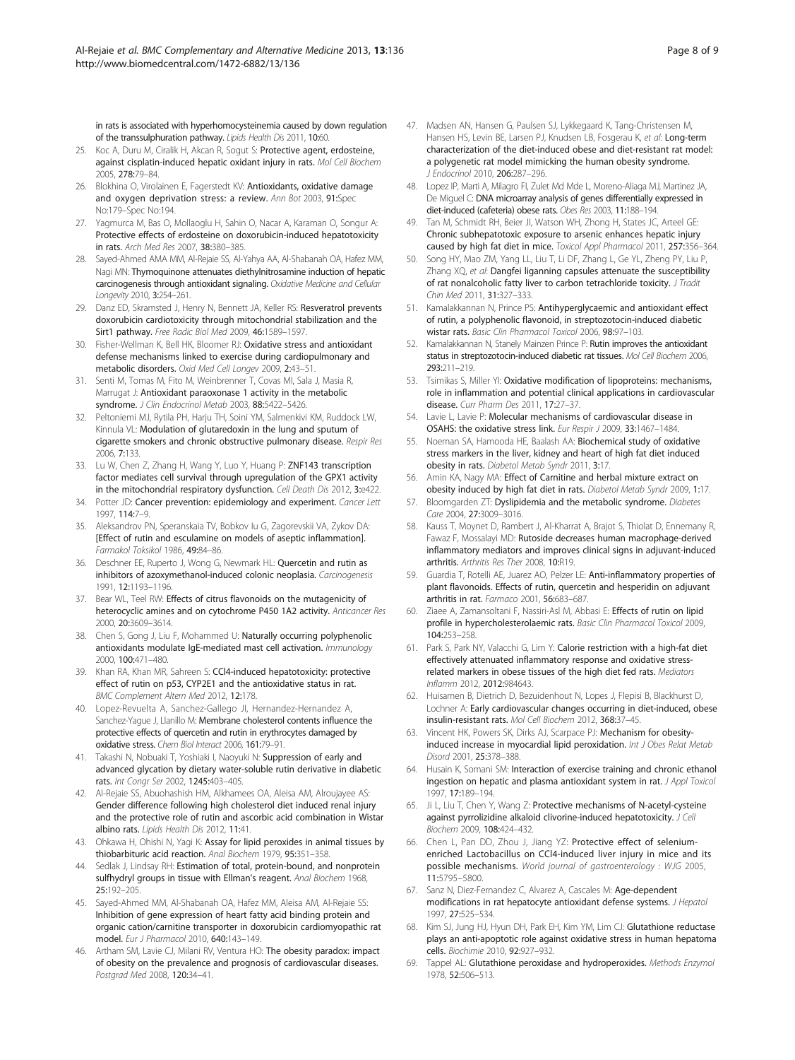in rats is associated with hyperhomocysteinemia caused by down regulation of the transsulphuration pathway. *Lipids Health Dis* 2011, 10:60.

25. Koc A, Duru M, Ciralik H, Akcan R, Sogut S: Protective agent, erdosteine, against cisplatin-induced hepatic oxidant injury in rats. *Mol Cell Biochem* 2005, 278:79–84.
26. Blokhina O, Virolainen E, Fagerstedt KV: Antioxidants, oxidative damage and oxygen deprivation stress: a review. *Ann Bot* 2003, 91:Spec No:179–Spec No:194.
27. Yagmurca M, Bas O, Mollaoglu H, Sahin O, Nacar A, Karaman O, Songur A: Protective effects of erdosteine on doxorubicin-induced hepatotoxicity in rats. *Arch Med Res* 2007, 38:380–385.
28. Sayed-Ahmed AMA MM, Al-Rejaie SS, Al-Yahya AA, Al-Shabanah OA, Hafez MM, Nagi MN: Thymoquinone attenuates diethylnitrosamine induction of hepatic carcinogenesis through antioxidant signaling. *Oxidative Medicine and Cellular Longevity* 2010, 3:254–261.
29. Danz ED, Skramsted J, Henry N, Bennett JA, Keller RS: Resveratrol prevents doxorubicin cardiotoxicity through mitochondrial stabilization and the Sirt1 pathway. *Free Radic Biol Med* 2009, 46:1589–1597.
30. Fisher-Wellman K, Bell HK, Bloomer RJ: Oxidative stress and antioxidant defense mechanisms linked to exercise during cardiopulmonary and metabolic disorders. *Oxid Med Cell Longev* 2009, 2:43–51.
31. Senti M, Tomas M, Fito M, Weinbrenner T, Covas MI, Sala J, Masia R, Marrugat J: Antioxidant paraoxonase 1 activity in the metabolic syndrome. *J Clin Endocrinol Metab* 2003, 88:5422–5426.
32. Peltoniemi MJ, Rytila PH, Harju TH, Soini YM, Salmenkivi KM, Ruddock LW, Kinnula VL: Modulation of glutaredoxin in the lung and sputum of cigarette smokers and chronic obstructive pulmonary disease. *Respir Res* 2006, 7:133.
33. Lu W, Chen Z, Zhang H, Wang Y, Luo Y, Huang P: ZNF143 transcription factor mediates cell survival through upregulation of the GPX1 activity in the mitochondrial respiratory dysfunction. *Cell Death Dis* 2012, 3:e422.
34. Potter JD: Cancer prevention: epidemiology and experiment. *Cancer Lett* 1997, 114:7–9.
35. Aleksandrov PN, Speranskaia TV, Bobkov Iu G, Zagorevskii VA, Zykov DA: [Effect of rutin and esculamine on models of aseptic inflammation]. *Farmakol Toksikol* 1986, 49:84–86.
36. Deschner EE, Ruperto J, Wong G, Newmark HL: Quercetin and rutin as inhibitors of azoxymethanol-induced colonic neoplasia. *Carcinogenesis* 1991, 12:1193–1196.
37. Bear WL, Teel RW: Effects of citrus flavonoids on the mutagenicity of heterocyclic amines and on cytochrome P450 1A2 activity. *Anticancer Res* 2000, 20:3609–3614.
38. Chen S, Gong J, Liu F, Mohammed U: Naturally occurring polyphenolic antioxidants modulate IgE-mediated mast cell activation. *Immunology* 2000, 100:471–480.
39. Khan RA, Khan MR, Sahreen S: CCl4-induced hepatotoxicity: protective effect of rutin on p53, CYP2E1 and the antioxidative status in rat. *BMC Complement Altern Med* 2012, 12:178.
40. Lopez-Revuelta A, Sanchez-Gallego JI, Hernandez-Hernandez A, Sanchez-Yague J, Llanillo M: Membrane cholesterol contents influence the protective effects of quercetin and rutin in erythrocytes damaged by oxidative stress. *Chem Biol Interact* 2006, 161:79–91.
41. Takashi N, Nobuaki T, Yoshiaki I, Naoyuki N: Suppression of early and advanced glycation by dietary water-soluble rutin derivative in diabetic rats. *Int Congr Ser* 2002, 1245:403–405.
42. Al-Rejaie SS, Abuohashish HM, Alkhamees OA, Aleisa AM, Alroujayee AS: Gender difference following high cholesterol diet induced renal injury and the protective role of rutin and ascorbic acid combination in Wistar albino rats. *Lipids Health Dis* 2012, 11:41.
43. Ohkawa H, Ohishi N, Yagi K: Assay for lipid peroxides in animal tissues by thiobarbituric acid reaction. *Anal Biochem* 1979, 95:351–358.
44. Sedlak J, Lindsay RH: Estimation of total, protein-bound, and nonprotein sulfhydryl groups in tissue with Ellman's reagent. *Anal Biochem* 1968, 25:192–205.
45. Sayed-Ahmed MM, Al-Shabanah OA, Hafez MM, Aleisa AM, Al-Rejaie SS: Inhibition of gene expression of heart fatty acid binding protein and organic cation/carnitine transporter in doxorubicin cardiomyopathic rat model. *Eur J Pharmacol* 2010, 640:143–149.
46. Artham SM, Lavie CJ, Milani RV, Ventura HO: The obesity paradox: impact of obesity on the prevalence and prognosis of cardiovascular diseases. *Postgrad Med* 2008, 120:34–41.
47. Madsen AN, Hansen G, Paulsen SJ, Lykkegaard K, Tang-Christensen M, Hansen HS, Levin BE, Larsen PJ, Knudsen LB, Fosgerau K, *et al*: Long-term characterization of the diet-induced obese and diet-resistant rat model: a polygenetic rat model mimicking the human obesity syndrome. *J Endocrinol* 2010, 206:287–296.
48. Lopez IP, Marti A, Milagro FI, Zulet Md Mde L, Moreno-Aliaga MJ, Martinez JA, De Miguel C: DNA microarray analysis of genes differentially expressed in diet-induced (cafeteria) obese rats. *Obes Res* 2003, 11:188–194.
49. Tan M, Schmidt RH, Beier JI, Watson WH, Zhong H, States JC, Arteel GE: Chronic subhepatotoxic exposure to arsenic enhances hepatic injury caused by high fat diet in mice. *Toxicol Appl Pharmacol* 2011, 257:356–364.
50. Song HY, Mao ZM, Yang LL, Liu T, Li DF, Zhang L, Ge YL, Zheng PY, Liu P, Zhang XQ, *et al*: Dangfei liganning capsules attenuate the susceptibility of rat nonalcoholic fatty liver to carbon tetrachloride toxicity. *J Tradit Chin Med* 2011, 31:327–333.
51. Kamalakkannan N, Prince PS: Antihyperglycaemic and antioxidant effect of rutin, a polyphenolic flavonoid, in streptozotocin-induced diabetic wistar rats. *Basic Clin Pharmacol Toxicol* 2006, 98:97–103.
52. Kamalakkannan N, Stanely Mainzen Prince P: Rutin improves the antioxidant status in streptozotocin-induced diabetic rat tissues. *Mol Cell Biochem* 2006, 293:211–219.
53. Tsimikas S, Miller YI: Oxidative modification of lipoproteins: mechanisms, role in inflammation and potential clinical applications in cardiovascular disease. *Curr Pharm Des* 2011, 17:27–37.
54. Lavie L, Lavie P: Molecular mechanisms of cardiovascular disease in OSAHS: the oxidative stress link. *Eur Respir J* 2009, 33:1467–1484.
55. Noeman SA, Hamooda HE, Baalash AA: Biochemical study of oxidative stress markers in the liver, kidney and heart of high fat diet induced obesity in rats. *Diabetol Metab Syndr* 2011, 3:17.
56. Amin KA, Nagy MA: Effect of Carnitine and herbal mixture extract on obesity induced by high fat diet in rats. *Diabetol Metab Syndr* 2009, 1:17.
57. Bloomgarden ZT: Dyslipidemia and the metabolic syndrome. *Diabetes Care* 2004, 27:3009–3016.
58. Kauss T, Moynet D, Rambert J, Al-Kharrat A, Brajot S, Thiolat D, Ennemany R, Fawaz F, Mossalayi MD: Rutoside decreases human macrophage-derived inflammatory mediators and improves clinical signs in adjuvant-induced arthritis. *Arthritis Res Ther* 2008, 10:R19.
59. Guardia T, Rotelli AE, Juarez AO, Pelzer LE: Anti-inflammatory properties of plant flavonoids. Effects of rutin, quercetin and hesperidin on adjuvant arthritis in rat. *Farmaco* 2001, 56:683–687.
60. Ziaee A, Zamansoltani F, Nassiri-Asl M, Abbasi E: Effects of rutin on lipid profile in hypercholesterolaemic rats. *Basic Clin Pharmacol Toxicol* 2009, 104:253–258.
61. Park S, Park NY, Valacchi G, Lim Y: Calorie restriction with a high-fat diet effectively attenuated inflammatory response and oxidative stress-related markers in obese tissues of the high diet fed rats. *Mediators Inflamm* 2012, 2012:984643.
62. Huisamen B, Dietrich D, Bezuidenhout N, Lopes J, Flepisi B, Blackhurst D, Lochner A: Early cardiovascular changes occurring in diet-induced, obese insulin-resistant rats. *Mol Cell Biochem* 2012, 368:37–45.
63. Vincent HK, Powers SK, Dirks AJ, Scarpace PJ: Mechanism for obesity-induced increase in myocardial lipid peroxidation. *Int J Obes Relat Metab Disord* 2001, 25:378–388.
64. Husain K, Somani SM: Interaction of exercise training and chronic ethanol ingestion on hepatic and plasma antioxidant system in rat. *J Appl Toxicol* 1997, 17:189–194.
65. Ji L, Liu T, Chen Y, Wang Z: Protective mechanisms of N-acetyl-cysteine against pyrrolizidine alkaloid clivorine-induced hepatotoxicity. *J Cell Biochem* 2009, 108:424–432.
66. Chen L, Pan DD, Zhou J, Jiang YZ: Protective effect of selenium-enriched Lactobacillus on CCl4-induced liver injury in mice and its possible mechanisms. *World journal of gastroenterology : WJG* 2005, 11:5795–5800.
67. Sanz N, Diez-Fernandez C, Alvarez A, Cascales M: Age-dependent modifications in rat hepatocyte antioxidant defense systems. *J Hepatol* 1997, 27:525–534.
68. Kim SJ, Jung HJ, Hyun DH, Park EH, Kim YM, Lim CJ: Glutathione reductase plays an anti-apoptotic role against oxidative stress in human hepatoma cells. *Biochimie* 2010, 92:927–932.
69. Tappel AL: Glutathione peroxidase and hydroperoxides. *Methods Enzymol* 1978, 52:506–513.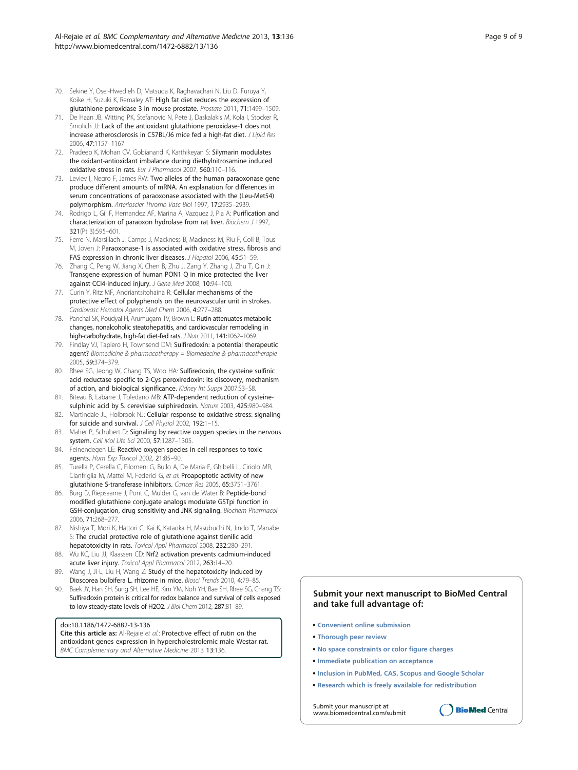70. Sekine Y, Osei-Hwedieh D, Matsuda K, Raghavachari N, Liu D, Furuya Y, Koike H, Suzuki K, Remaley AT: **High fat diet reduces the expression of glutathione peroxidase 3 in mouse prostate.** *Prostate* 2011, **71:**1499–1509.
71. De Haan JB, Witting PK, Stefanovic N, Pete J, Daskalakis M, Kola I, Stocker R, Smolich JJ: **Lack of the antioxidant glutathione peroxidase-1 does not increase atherosclerosis in C57BL/J6 mice fed a high-fat diet.** *J Lipid Res* 2006, **47:**1157–1167.
72. Pradeep K, Mohan CV, Gobianand K, Karthikeyan S: **Silymarin modulates the oxidant-antioxidant imbalance during diethylnitrosamine induced oxidative stress in rats.** *Eur J Pharmacol* 2007, **560:**110–116.
73. Leviev I, Negro F, James RW: **Two alleles of the human paraoxonase gene produce different amounts of mRNA. An explanation for differences in serum concentrations of paraoxonase associated with the (Leu-Met54) polymorphism.** *Arterioscler Thromb Vasc Biol* 1997, **17:**2935–2939.
74. Rodrigo L, Gil F, Hernandez AF, Marina A, Vazquez J, Pla A: **Purification and characterization of paraoxon hydrolase from rat liver.** *Biochem J* 1997, **321**(Pt 3):595–601.
75. Ferre N, Marsillach J, Camps J, Mackness B, Mackness M, Riu F, Coll B, Tous M, Joven J: **Paraoxonase-1 is associated with oxidative stress, fibrosis and FAS expression in chronic liver diseases.** *J Hepatol* 2006, **45:**51–59.
76. Zhang C, Peng W, Jiang X, Chen B, Zhu J, Zang Y, Zhang J, Zhu T, Qin J: **Transgene expression of human PON1 Q in mice protected the liver against CCl4-induced injury.** *J Gene Med* 2008, **10:**94–100.
77. Curin Y, Ritz MF, Andriantsitohaina R: **Cellular mechanisms of the protective effect of polyphenols on the neurovascular unit in strokes.** *Cardiovasc Hematol Agents Med Chem* 2006, **4:**277–288.
78. Panchal SK, Poudyal H, Arumugam TV, Brown L: **Rutin attenuates metabolic changes, nonalcoholic steatohepatitis, and cardiovascular remodeling in high-carbohydrate, high-fat diet-fed rats.** *J Nutr* 2011, **141:**1062–1069.
79. Findlay VJ, Tapiero H, Townsend DM: **Sulfiredoxin: a potential therapeutic agent?** *Biomedicine & pharmacotherapy = Biomedecine & pharmacotherapie* 2005, **59:**374–379.
80. Rhee SG, Jeong W, Chang TS, Woo HA: **Sulfiredoxin, the cysteine sulfinic acid reductase specific to 2-Cys peroxiredoxin: its discovery, mechanism of action, and biological significance.** *Kidney Int Suppl* 2007:S3–S8.
81. Biteau B, Labarre J, Toledano MB: **ATP-dependent reduction of cysteine-sulphinic acid by S. cerevisiae sulphiredoxin.** *Nature* 2003, **425:**980–984.
82. Martindale JL, Holbrook NJ: **Cellular response to oxidative stress: signaling for suicide and survival.** *J Cell Physiol* 2002, **192:**1–15.
83. Maher P, Schubert D: **Signaling by reactive oxygen species in the nervous system.** *Cell Mol Life Sci* 2000, **57:**1287–1305.
84. Feinendegen LE: **Reactive oxygen species in cell responses to toxic agents.** *Hum Exp Toxicol* 2002, **21:**85–90.
85. Turella P, Cerella C, Filomeni G, Bullo A, De Maria F, Ghibelli L, Ciriolo MR, Cianfriglia M, Mattei M, Federici G, *et al*: **Proapoptotic activity of new glutathione S-transferase inhibitors.** *Cancer Res* 2005, **65:**3751–3761.
86. Burg D, Riepsaame J, Pont C, Mulder G, van de Water B: **Peptide-bond modified glutathione conjugate analogs modulate GSTpi function in GSH-conjugation, drug sensitivity and JNK signaling.** *Biochem Pharmacol* 2006, **71:**268–277.
87. Nishiya T, Mori K, Hattori C, Kai K, Kataoka H, Masubuchi N, Jindo T, Manabe S: **The crucial protective role of glutathione against tienilic acid hepatotoxicity in rats.** *Toxicol Appl Pharmacol* 2008, **232:**280–291.
88. Wu KC, Liu JJ, Klaassen CD: **Nrf2 activation prevents cadmium-induced acute liver injury.** *Toxicol Appl Pharmacol* 2012, **263:**14–20.
89. Wang J, Ji L, Liu H, Wang Z: **Study of the hepatotoxicity induced by Dioscorea bulbifera L. rhizome in mice.** *Biosci Trends* 2010, **4:**79–85.
90. Baek JY, Han SH, Sung SH, Lee HE, Kim YM, Noh YH, Bae SH, Rhee SG, Chang TS: **Sulfiredoxin protein is critical for redox balance and survival of cells exposed to low steady-state levels of H2O2.** *J Biol Chem* 2012, **287:**81–89.

doi:10.1186/1472-6882-13-136
**Cite this article as:** Al-Rejaie *et al.*: Protective effect of rutin on the antioxidant genes expression in hypercholestrolemic male Westar rat. *BMC Complementary and Alternative Medicine* 2013 **13**:136.

**Submit your next manuscript to BioMed Central and take full advantage of:**

- **Convenient online submission**
- **Thorough peer review**
- **No space constraints or color figure charges**
- **Immediate publication on acceptance**
- **Inclusion in PubMed, CAS, Scopus and Google Scholar**
- **Research which is freely available for redistribution**

Submit your manuscript at
www.biomedcentral.com/submit

BioMed Central